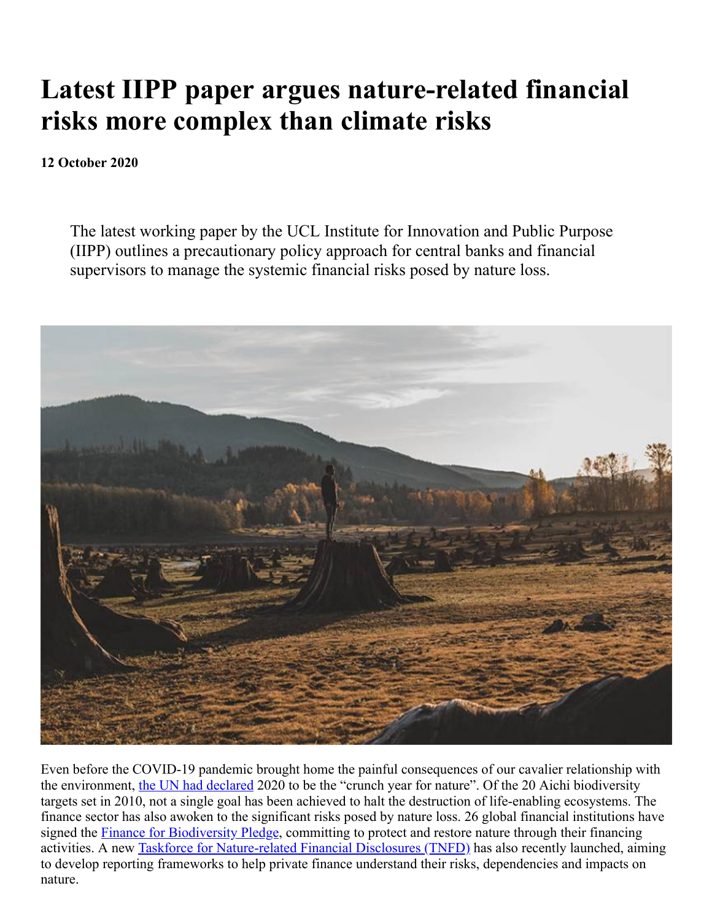# Latest IIPP paper argues nature-related financial risks more complex than climate risks

**12 October 2020**

> The latest working paper by the UCL Institute for Innovation and Public Purpose (IIPP) outlines a precautionary policy approach for central banks and financial supervisors to manage the systemic financial risks posed by nature loss.

Even before the COVID-19 pandemic brought home the painful consequences of our cavalier relationship with the environment, the UN had declared 2020 to be the "crunch year for nature". Of the 20 Aichi biodiversity targets set in 2010, not a single goal has been achieved to halt the destruction of life-enabling ecosystems. The finance sector has also awoken to the significant risks posed by nature loss. 26 global financial institutions have signed the Finance for Biodiversity Pledge, committing to protect and restore nature through their financing activities. A new Taskforce for Nature-related Financial Disclosures (TNFD) has also recently launched, aiming to develop reporting frameworks to help private finance understand their risks, dependencies and impacts on nature.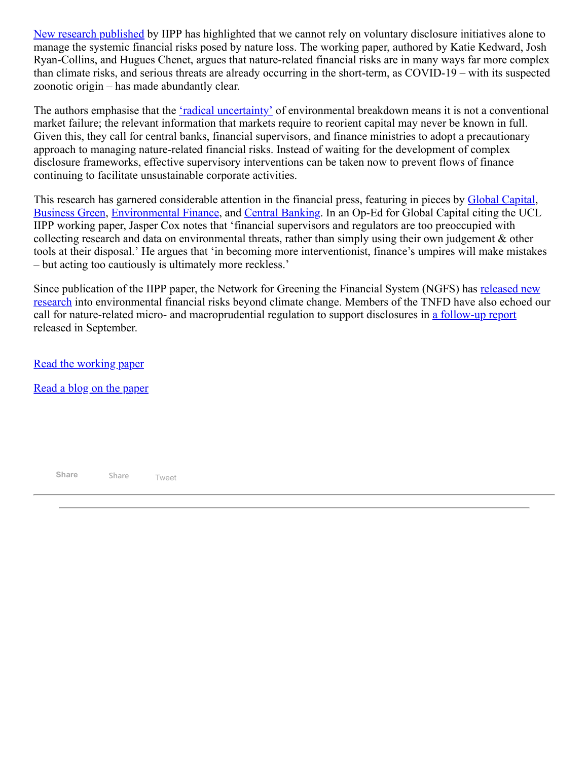New research published by IIPP has highlighted that we cannot rely on voluntary disclosure initiatives alone to manage the systemic financial risks posed by nature loss. The working paper, authored by Katie Kedward, Josh Ryan-Collins, and Hugues Chenet, argues that nature-related financial risks are in many ways far more complex than climate risks, and serious threats are already occurring in the short-term, as COVID-19 – with its suspected zoonotic origin – has made abundantly clear.

The authors emphasise that the 'radical uncertainty' of environmental breakdown means it is not a conventional market failure; the relevant information that markets require to reorient capital may never be known in full. Given this, they call for central banks, financial supervisors, and finance ministries to adopt a precautionary approach to managing nature-related financial risks. Instead of waiting for the development of complex disclosure frameworks, effective supervisory interventions can be taken now to prevent flows of finance continuing to facilitate unsustainable corporate activities.

This research has garnered considerable attention in the financial press, featuring in pieces by Global Capital, Business Green, Environmental Finance, and Central Banking. In an Op-Ed for Global Capital citing the UCL IIPP working paper, Jasper Cox notes that 'financial supervisors and regulators are too preoccupied with collecting research and data on environmental threats, rather than simply using their own judgement & other tools at their disposal.' He argues that 'in becoming more interventionist, finance's umpires will make mistakes – but acting too cautiously is ultimately more reckless.'

Since publication of the IIPP paper, the Network for Greening the Financial System (NGFS) has released new research into environmental financial risks beyond climate change. Members of the TNFD have also echoed our call for nature-related micro- and macroprudential regulation to support disclosures in a follow-up report released in September.

Read the working paper

Read a blog on the paper

Share Share Tweet